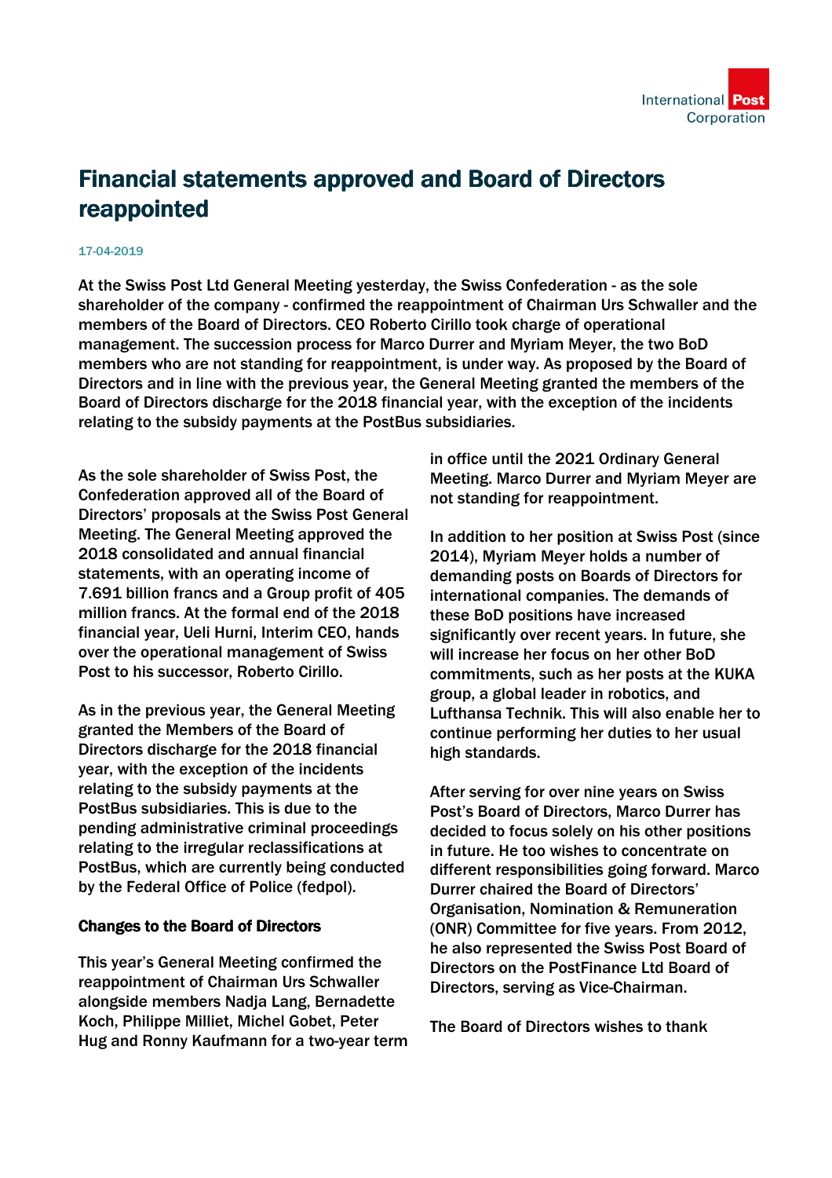# Financial statements approved and Board of Directors reappointed

17-04-2019

**At the Swiss Post Ltd General Meeting yesterday, the Swiss Confederation - as the sole shareholder of the company - confirmed the reappointment of Chairman Urs Schwaller and the members of the Board of Directors. CEO Roberto Cirillo took charge of operational management. The succession process for Marco Durrer and Myriam Meyer, the two BoD members who are not standing for reappointment, is under way. As proposed by the Board of Directors and in line with the previous year, the General Meeting granted the members of the Board of Directors discharge for the 2018 financial year, with the exception of the incidents relating to the subsidy payments at the PostBus subsidiaries.**

As the sole shareholder of Swiss Post, the Confederation approved all of the Board of Directors' proposals at the Swiss Post General Meeting. The General Meeting approved the 2018 consolidated and annual financial statements, with an operating income of 7.691 billion francs and a Group profit of 405 million francs. At the formal end of the 2018 financial year, Ueli Hurni, Interim CEO, hands over the operational management of Swiss Post to his successor, Roberto Cirillo.

As in the previous year, the General Meeting granted the Members of the Board of Directors discharge for the 2018 financial year, with the exception of the incidents relating to the subsidy payments at the PostBus subsidiaries. This is due to the pending administrative criminal proceedings relating to the irregular reclassifications at PostBus, which are currently being conducted by the Federal Office of Police (fedpol).

### Changes to the Board of Directors

This year's General Meeting confirmed the reappointment of Chairman Urs Schwaller alongside members Nadja Lang, Bernadette Koch, Philippe Milliet, Michel Gobet, Peter Hug and Ronny Kaufmann for a two-year term in office until the 2021 Ordinary General Meeting. Marco Durrer and Myriam Meyer are not standing for reappointment.

In addition to her position at Swiss Post (since 2014), Myriam Meyer holds a number of demanding posts on Boards of Directors for international companies. The demands of these BoD positions have increased significantly over recent years. In future, she will increase her focus on her other BoD commitments, such as her posts at the KUKA group, a global leader in robotics, and Lufthansa Technik. This will also enable her to continue performing her duties to her usual high standards.

After serving for over nine years on Swiss Post's Board of Directors, Marco Durrer has decided to focus solely on his other positions in future. He too wishes to concentrate on different responsibilities going forward. Marco Durrer chaired the Board of Directors' Organisation, Nomination & Remuneration (ONR) Committee for five years. From 2012, he also represented the Swiss Post Board of Directors on the PostFinance Ltd Board of Directors, serving as Vice-Chairman.

The Board of Directors wishes to thank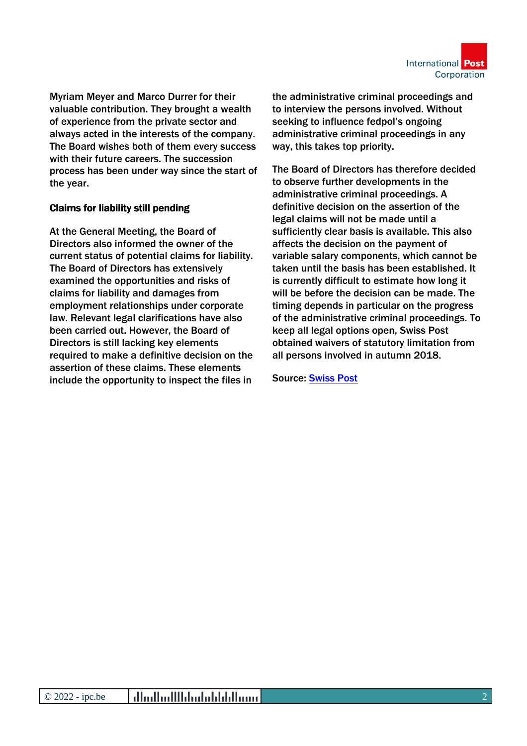Myriam Meyer and Marco Durrer for their valuable contribution. They brought a wealth of experience from the private sector and always acted in the interests of the company. The Board wishes both of them every success with their future careers. The succession process has been under way since the start of the year.

**Claims for liability still pending**

At the General Meeting, the Board of Directors also informed the owner of the current status of potential claims for liability. The Board of Directors has extensively examined the opportunities and risks of claims for liability and damages from employment relationships under corporate law. Relevant legal clarifications have also been carried out. However, the Board of Directors is still lacking key elements required to make a definitive decision on the assertion of these claims. These elements include the opportunity to inspect the files in the administrative criminal proceedings and to interview the persons involved. Without seeking to influence fedpol's ongoing administrative criminal proceedings in any way, this takes top priority.

The Board of Directors has therefore decided to observe further developments in the administrative criminal proceedings. A definitive decision on the assertion of the legal claims will not be made until a sufficiently clear basis is available. This also affects the decision on the payment of variable salary components, which cannot be taken until the basis has been established. It is currently difficult to estimate how long it will be before the decision can be made. The timing depends in particular on the progress of the administrative criminal proceedings. To keep all legal options open, Swiss Post obtained waivers of statutory limitation from all persons involved in autumn 2018.

Source: Swiss Post